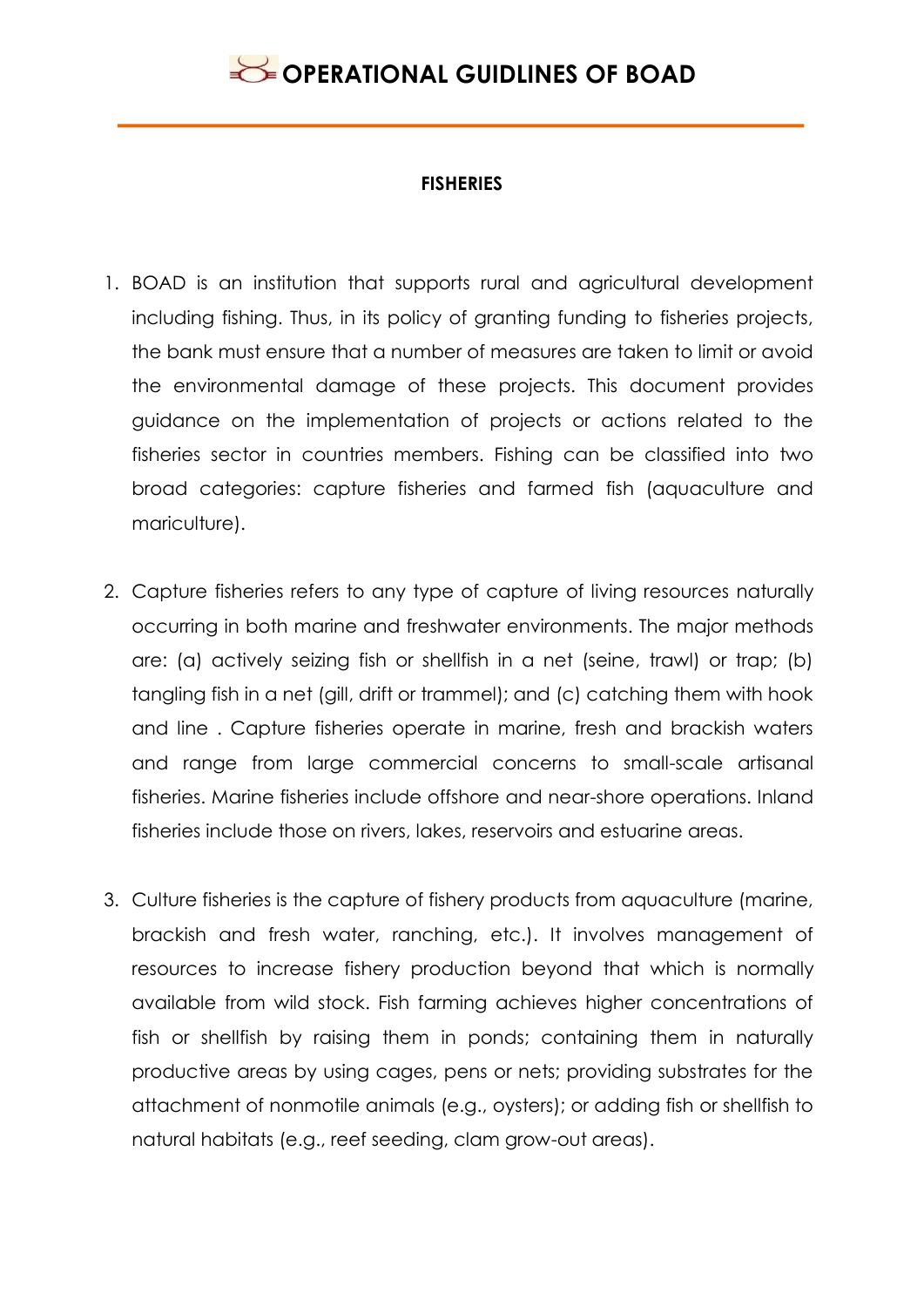# OPERATIONAL GUIDLINES OF BOAD

## FISHERIES

1. BOAD is an institution that supports rural and agricultural development including fishing. Thus, in its policy of granting funding to fisheries projects, the bank must ensure that a number of measures are taken to limit or avoid the environmental damage of these projects. This document provides guidance on the implementation of projects or actions related to the fisheries sector in countries members. Fishing can be classified into two broad categories: capture fisheries and farmed fish (aquaculture and mariculture).

2. Capture fisheries refers to any type of capture of living resources naturally occurring in both marine and freshwater environments. The major methods are: (a) actively seizing fish or shellfish in a net (seine, trawl) or trap; (b) tangling fish in a net (gill, drift or trammel); and (c) catching them with hook and line . Capture fisheries operate in marine, fresh and brackish waters and range from large commercial concerns to small-scale artisanal fisheries. Marine fisheries include offshore and near-shore operations. Inland fisheries include those on rivers, lakes, reservoirs and estuarine areas.

3. Culture fisheries is the capture of fishery products from aquaculture (marine, brackish and fresh water, ranching, etc.). It involves management of resources to increase fishery production beyond that which is normally available from wild stock. Fish farming achieves higher concentrations of fish or shellfish by raising them in ponds; containing them in naturally productive areas by using cages, pens or nets; providing substrates for the attachment of nonmotile animals (e.g., oysters); or adding fish or shellfish to natural habitats (e.g., reef seeding, clam grow-out areas).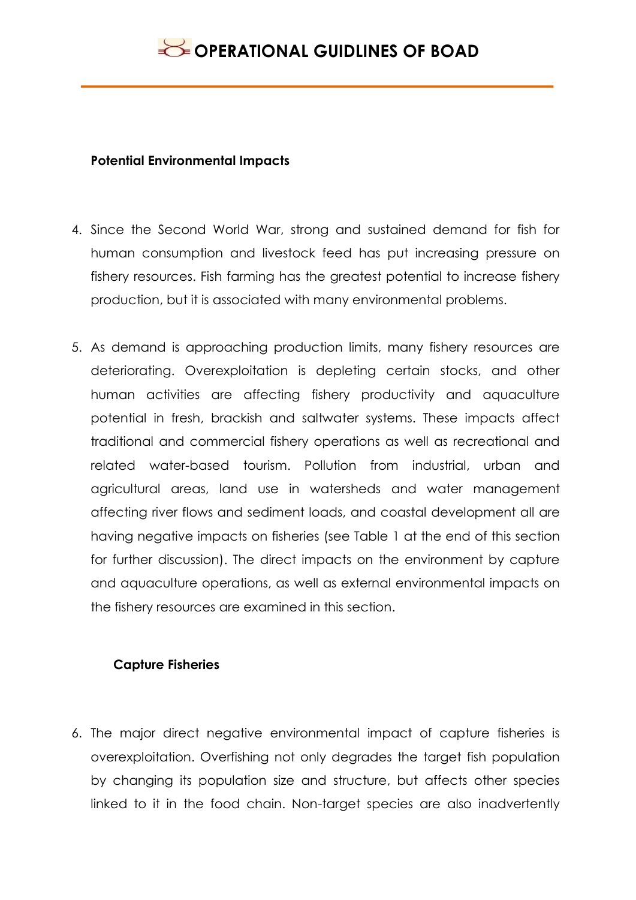**Potential Environmental Impacts**

4. Since the Second World War, strong and sustained demand for fish for human consumption and livestock feed has put increasing pressure on fishery resources. Fish farming has the greatest potential to increase fishery production, but it is associated with many environmental problems.

5. As demand is approaching production limits, many fishery resources are deteriorating. Overexploitation is depleting certain stocks, and other human activities are affecting fishery productivity and aquaculture potential in fresh, brackish and saltwater systems. These impacts affect traditional and commercial fishery operations as well as recreational and related water-based tourism. Pollution from industrial, urban and agricultural areas, land use in watersheds and water management affecting river flows and sediment loads, and coastal development all are having negative impacts on fisheries (see Table 1 at the end of this section for further discussion). The direct impacts on the environment by capture and aquaculture operations, as well as external environmental impacts on the fishery resources are examined in this section.

**Capture Fisheries**

6. The major direct negative environmental impact of capture fisheries is overexploitation. Overfishing not only degrades the target fish population by changing its population size and structure, but affects other species linked to it in the food chain. Non-target species are also inadvertently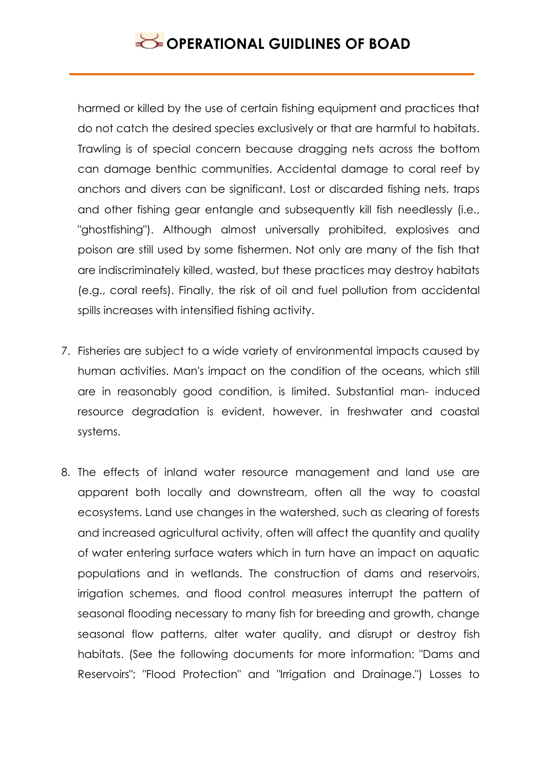harmed or killed by the use of certain fishing equipment and practices that do not catch the desired species exclusively or that are harmful to habitats. Trawling is of special concern because dragging nets across the bottom can damage benthic communities. Accidental damage to coral reef by anchors and divers can be significant. Lost or discarded fishing nets, traps and other fishing gear entangle and subsequently kill fish needlessly (i.e., "ghostfishing"). Although almost universally prohibited, explosives and poison are still used by some fishermen. Not only are many of the fish that are indiscriminately killed, wasted, but these practices may destroy habitats (e.g., coral reefs). Finally, the risk of oil and fuel pollution from accidental spills increases with intensified fishing activity.

7. Fisheries are subject to a wide variety of environmental impacts caused by human activities. Man's impact on the condition of the oceans, which still are in reasonably good condition, is limited. Substantial man- induced resource degradation is evident, however, in freshwater and coastal systems.

8. The effects of inland water resource management and land use are apparent both locally and downstream, often all the way to coastal ecosystems. Land use changes in the watershed, such as clearing of forests and increased agricultural activity, often will affect the quantity and quality of water entering surface waters which in turn have an impact on aquatic populations and in wetlands. The construction of dams and reservoirs, irrigation schemes, and flood control measures interrupt the pattern of seasonal flooding necessary to many fish for breeding and growth, change seasonal flow patterns, alter water quality, and disrupt or destroy fish habitats. (See the following documents for more information: "Dams and Reservoirs"; "Flood Protection" and "Irrigation and Drainage.") Losses to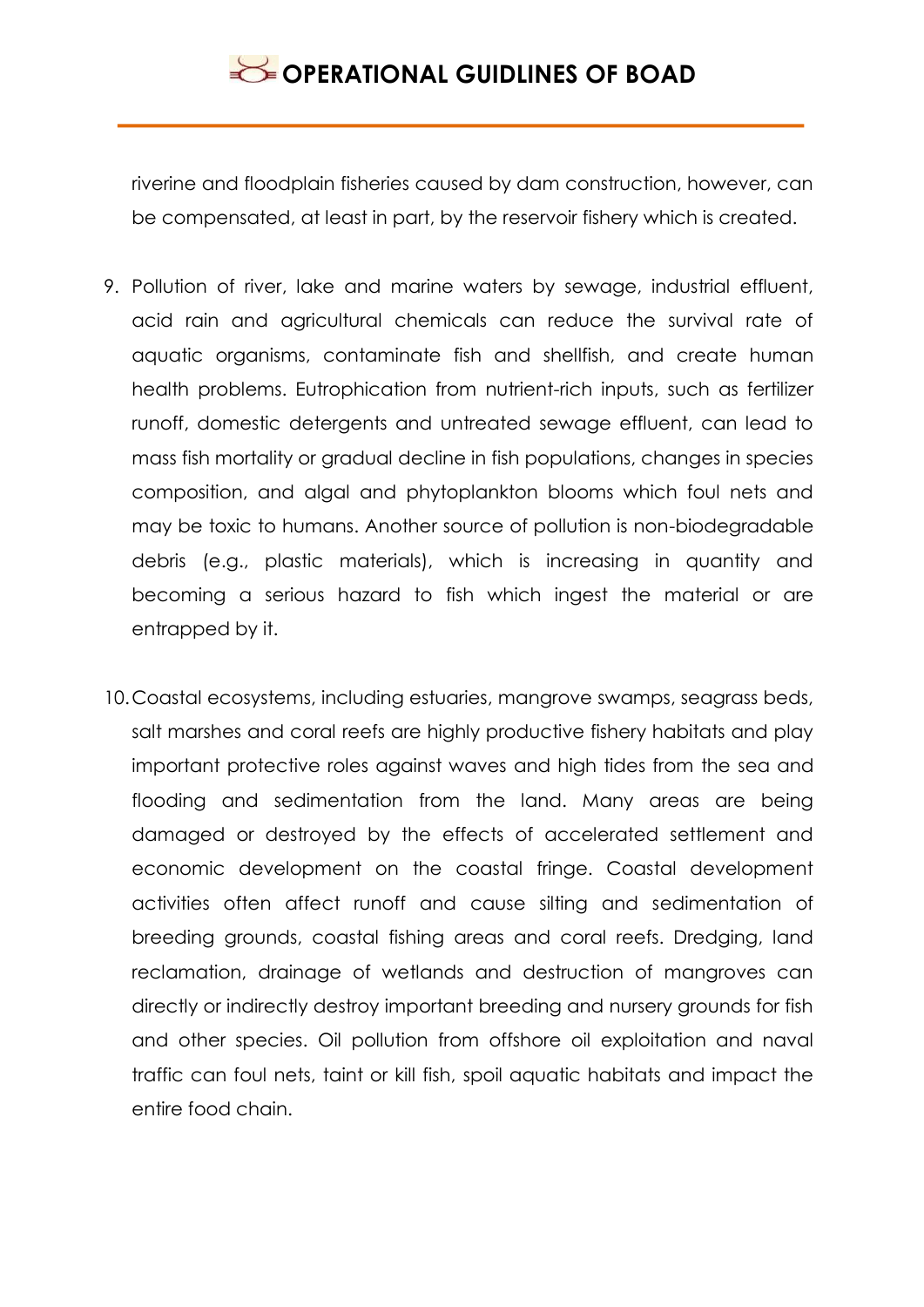riverine and floodplain fisheries caused by dam construction, however, can be compensated, at least in part, by the reservoir fishery which is created.

9. Pollution of river, lake and marine waters by sewage, industrial effluent, acid rain and agricultural chemicals can reduce the survival rate of aquatic organisms, contaminate fish and shellfish, and create human health problems. Eutrophication from nutrient-rich inputs, such as fertilizer runoff, domestic detergents and untreated sewage effluent, can lead to mass fish mortality or gradual decline in fish populations, changes in species composition, and algal and phytoplankton blooms which foul nets and may be toxic to humans. Another source of pollution is non-biodegradable debris (e.g., plastic materials), which is increasing in quantity and becoming a serious hazard to fish which ingest the material or are entrapped by it.

10. Coastal ecosystems, including estuaries, mangrove swamps, seagrass beds, salt marshes and coral reefs are highly productive fishery habitats and play important protective roles against waves and high tides from the sea and flooding and sedimentation from the land. Many areas are being damaged or destroyed by the effects of accelerated settlement and economic development on the coastal fringe. Coastal development activities often affect runoff and cause silting and sedimentation of breeding grounds, coastal fishing areas and coral reefs. Dredging, land reclamation, drainage of wetlands and destruction of mangroves can directly or indirectly destroy important breeding and nursery grounds for fish and other species. Oil pollution from offshore oil exploitation and naval traffic can foul nets, taint or kill fish, spoil aquatic habitats and impact the entire food chain.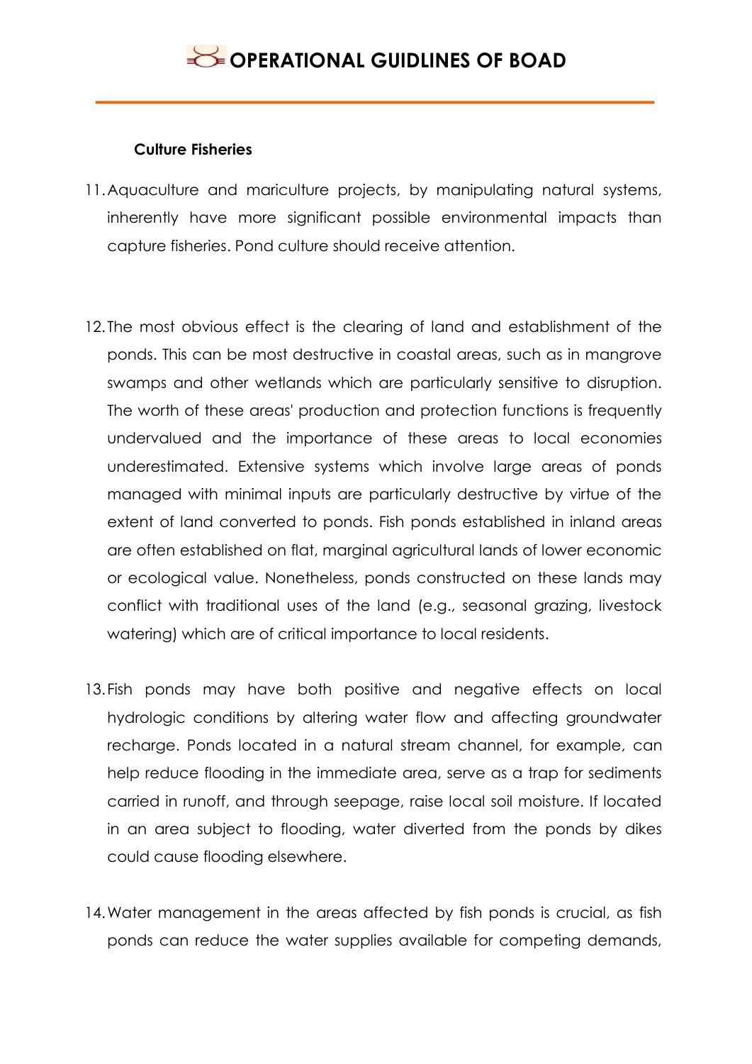### Culture Fisheries

11. Aquaculture and mariculture projects, by manipulating natural systems, inherently have more significant possible environmental impacts than capture fisheries. Pond culture should receive attention.

12. The most obvious effect is the clearing of land and establishment of the ponds. This can be most destructive in coastal areas, such as in mangrove swamps and other wetlands which are particularly sensitive to disruption. The worth of these areas' production and protection functions is frequently undervalued and the importance of these areas to local economies underestimated. Extensive systems which involve large areas of ponds managed with minimal inputs are particularly destructive by virtue of the extent of land converted to ponds. Fish ponds established in inland areas are often established on flat, marginal agricultural lands of lower economic or ecological value. Nonetheless, ponds constructed on these lands may conflict with traditional uses of the land (e.g., seasonal grazing, livestock watering) which are of critical importance to local residents.

13. Fish ponds may have both positive and negative effects on local hydrologic conditions by altering water flow and affecting groundwater recharge. Ponds located in a natural stream channel, for example, can help reduce flooding in the immediate area, serve as a trap for sediments carried in runoff, and through seepage, raise local soil moisture. If located in an area subject to flooding, water diverted from the ponds by dikes could cause flooding elsewhere.

14. Water management in the areas affected by fish ponds is crucial, as fish ponds can reduce the water supplies available for competing demands,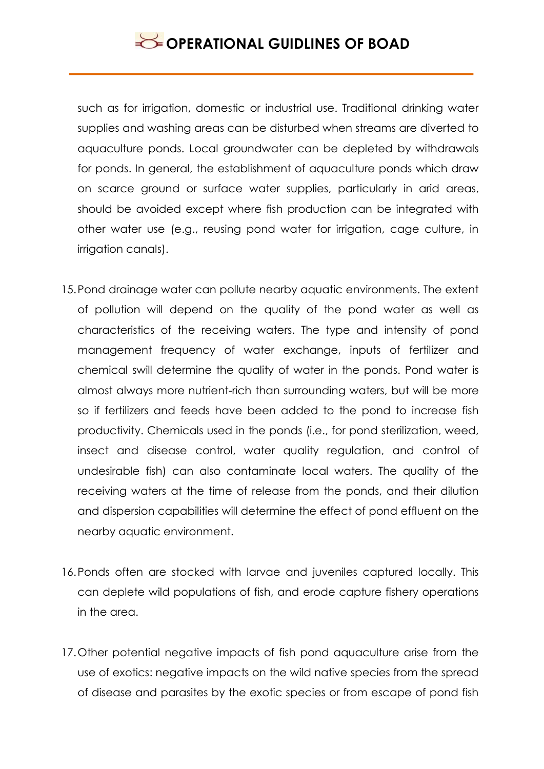such as for irrigation, domestic or industrial use. Traditional drinking water supplies and washing areas can be disturbed when streams are diverted to aquaculture ponds. Local groundwater can be depleted by withdrawals for ponds. In general, the establishment of aquaculture ponds which draw on scarce ground or surface water supplies, particularly in arid areas, should be avoided except where fish production can be integrated with other water use (e.g., reusing pond water for irrigation, cage culture, in irrigation canals).

15. Pond drainage water can pollute nearby aquatic environments. The extent of pollution will depend on the quality of the pond water as well as characteristics of the receiving waters. The type and intensity of pond management frequency of water exchange, inputs of fertilizer and chemical swill determine the quality of water in the ponds. Pond water is almost always more nutrient-rich than surrounding waters, but will be more so if fertilizers and feeds have been added to the pond to increase fish productivity. Chemicals used in the ponds (i.e., for pond sterilization, weed, insect and disease control, water quality regulation, and control of undesirable fish) can also contaminate local waters. The quality of the receiving waters at the time of release from the ponds, and their dilution and dispersion capabilities will determine the effect of pond effluent on the nearby aquatic environment.

16. Ponds often are stocked with larvae and juveniles captured locally. This can deplete wild populations of fish, and erode capture fishery operations in the area.

17. Other potential negative impacts of fish pond aquaculture arise from the use of exotics: negative impacts on the wild native species from the spread of disease and parasites by the exotic species or from escape of pond fish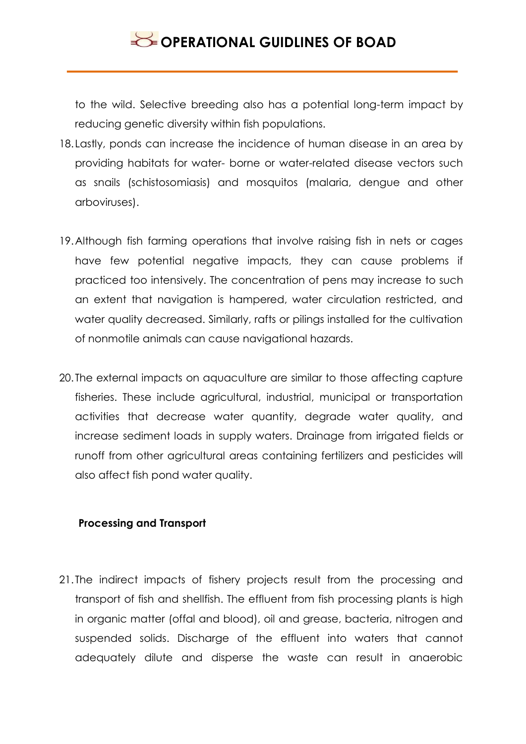to the wild. Selective breeding also has a potential long-term impact by reducing genetic diversity within fish populations.

18. Lastly, ponds can increase the incidence of human disease in an area by providing habitats for water- borne or water-related disease vectors such as snails (schistosomiasis) and mosquitos (malaria, dengue and other arboviruses).

19. Although fish farming operations that involve raising fish in nets or cages have few potential negative impacts, they can cause problems if practiced too intensively. The concentration of pens may increase to such an extent that navigation is hampered, water circulation restricted, and water quality decreased. Similarly, rafts or pilings installed for the cultivation of nonmotile animals can cause navigational hazards.

20. The external impacts on aquaculture are similar to those affecting capture fisheries. These include agricultural, industrial, municipal or transportation activities that decrease water quantity, degrade water quality, and increase sediment loads in supply waters. Drainage from irrigated fields or runoff from other agricultural areas containing fertilizers and pesticides will also affect fish pond water quality.

**Processing and Transport**

21. The indirect impacts of fishery projects result from the processing and transport of fish and shellfish. The effluent from fish processing plants is high in organic matter (offal and blood), oil and grease, bacteria, nitrogen and suspended solids. Discharge of the effluent into waters that cannot adequately dilute and disperse the waste can result in anaerobic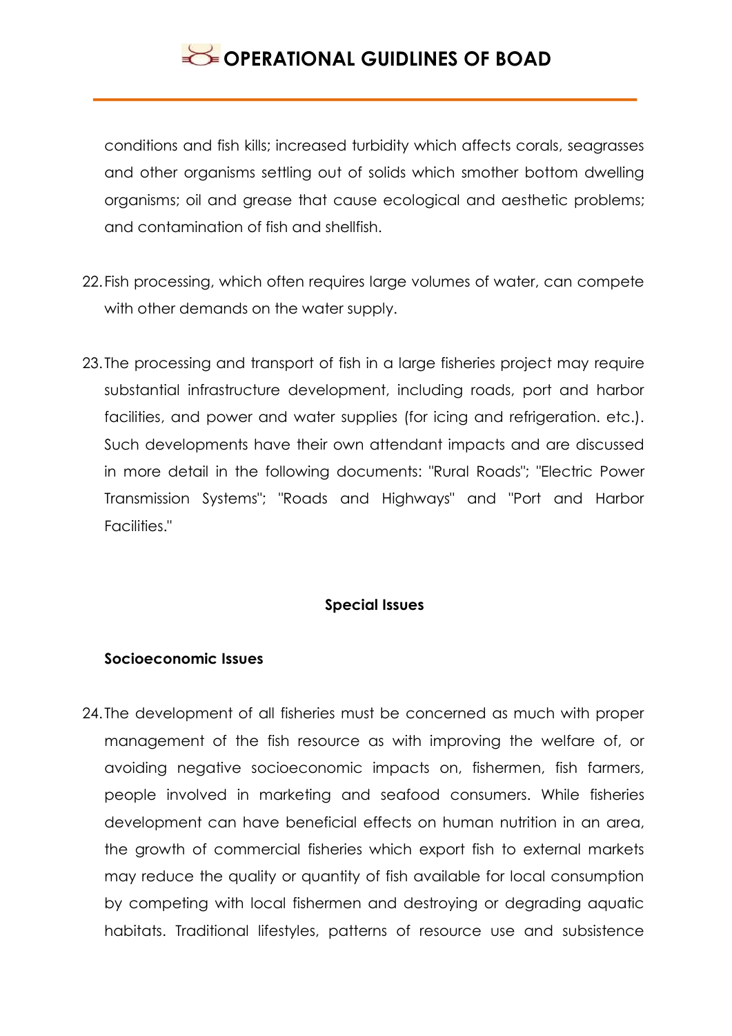conditions and fish kills; increased turbidity which affects corals, seagrasses and other organisms settling out of solids which smother bottom dwelling organisms; oil and grease that cause ecological and aesthetic problems; and contamination of fish and shellfish.

22. Fish processing, which often requires large volumes of water, can compete with other demands on the water supply.

23. The processing and transport of fish in a large fisheries project may require substantial infrastructure development, including roads, port and harbor facilities, and power and water supplies (for icing and refrigeration. etc.). Such developments have their own attendant impacts and are discussed in more detail in the following documents: "Rural Roads"; "Electric Power Transmission Systems"; "Roads and Highways" and "Port and Harbor Facilities."

## Special Issues

### Socioeconomic Issues

24. The development of all fisheries must be concerned as much with proper management of the fish resource as with improving the welfare of, or avoiding negative socioeconomic impacts on, fishermen, fish farmers, people involved in marketing and seafood consumers. While fisheries development can have beneficial effects on human nutrition in an area, the growth of commercial fisheries which export fish to external markets may reduce the quality or quantity of fish available for local consumption by competing with local fishermen and destroying or degrading aquatic habitats. Traditional lifestyles, patterns of resource use and subsistence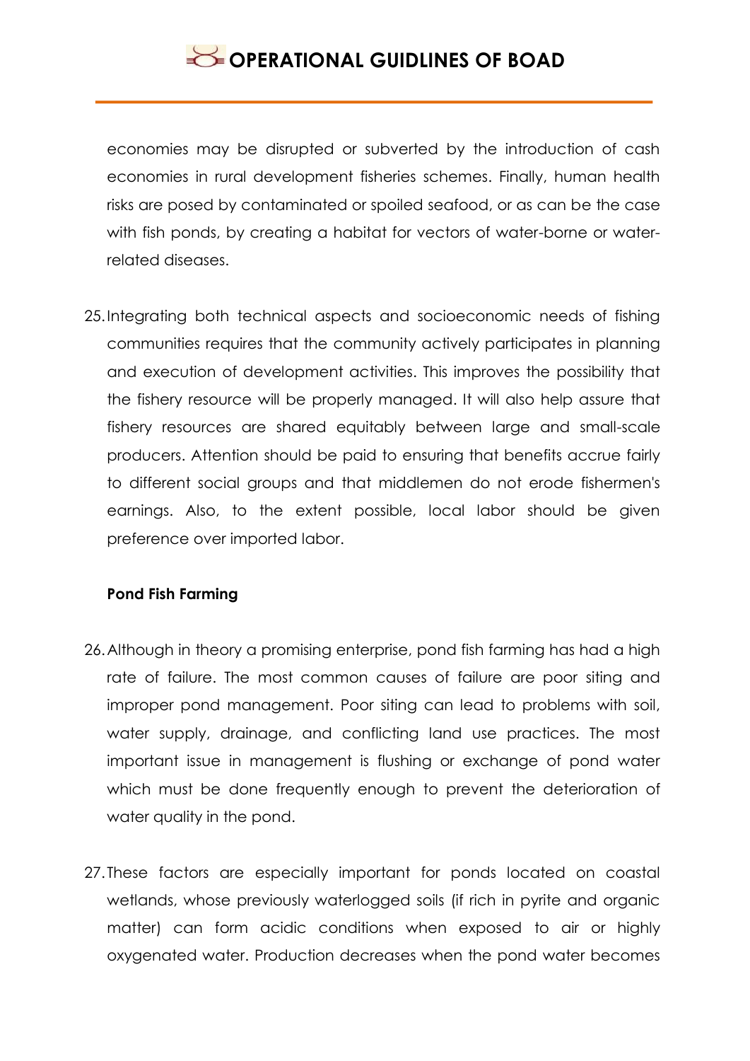economies may be disrupted or subverted by the introduction of cash economies in rural development fisheries schemes. Finally, human health risks are posed by contaminated or spoiled seafood, or as can be the case with fish ponds, by creating a habitat for vectors of water-borne or water-related diseases.

25. Integrating both technical aspects and socioeconomic needs of fishing communities requires that the community actively participates in planning and execution of development activities. This improves the possibility that the fishery resource will be properly managed. It will also help assure that fishery resources are shared equitably between large and small-scale producers. Attention should be paid to ensuring that benefits accrue fairly to different social groups and that middlemen do not erode fishermen's earnings. Also, to the extent possible, local labor should be given preference over imported labor.

**Pond Fish Farming**

26. Although in theory a promising enterprise, pond fish farming has had a high rate of failure. The most common causes of failure are poor siting and improper pond management. Poor siting can lead to problems with soil, water supply, drainage, and conflicting land use practices. The most important issue in management is flushing or exchange of pond water which must be done frequently enough to prevent the deterioration of water quality in the pond.

27. These factors are especially important for ponds located on coastal wetlands, whose previously waterlogged soils (if rich in pyrite and organic matter) can form acidic conditions when exposed to air or highly oxygenated water. Production decreases when the pond water becomes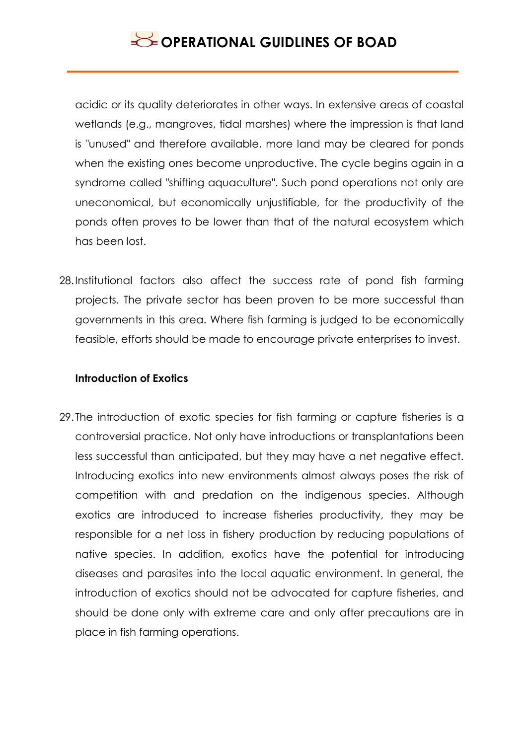acidic or its quality deteriorates in other ways. In extensive areas of coastal wetlands (e.g., mangroves, tidal marshes) where the impression is that land is "unused" and therefore available, more land may be cleared for ponds when the existing ones become unproductive. The cycle begins again in a syndrome called "shifting aquaculture". Such pond operations not only are uneconomical, but economically unjustifiable, for the productivity of the ponds often proves to be lower than that of the natural ecosystem which has been lost.

28. Institutional factors also affect the success rate of pond fish farming projects. The private sector has been proven to be more successful than governments in this area. Where fish farming is judged to be economically feasible, efforts should be made to encourage private enterprises to invest.

**Introduction of Exotics**

29. The introduction of exotic species for fish farming or capture fisheries is a controversial practice. Not only have introductions or transplantations been less successful than anticipated, but they may have a net negative effect. Introducing exotics into new environments almost always poses the risk of competition with and predation on the indigenous species. Although exotics are introduced to increase fisheries productivity, they may be responsible for a net loss in fishery production by reducing populations of native species. In addition, exotics have the potential for introducing diseases and parasites into the local aquatic environment. In general, the introduction of exotics should not be advocated for capture fisheries, and should be done only with extreme care and only after precautions are in place in fish farming operations.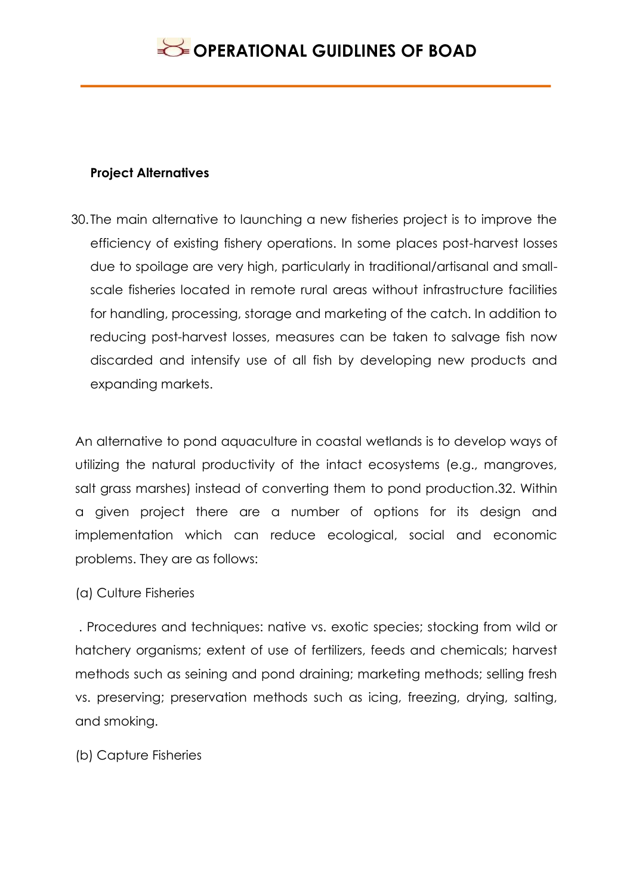### Project Alternatives

30. The main alternative to launching a new fisheries project is to improve the efficiency of existing fishery operations. In some places post-harvest losses due to spoilage are very high, particularly in traditional/artisanal and small-scale fisheries located in remote rural areas without infrastructure facilities for handling, processing, storage and marketing of the catch. In addition to reducing post-harvest losses, measures can be taken to salvage fish now discarded and intensify use of all fish by developing new products and expanding markets.

An alternative to pond aquaculture in coastal wetlands is to develop ways of utilizing the natural productivity of the intact ecosystems (e.g., mangroves, salt grass marshes) instead of converting them to pond production.32. Within a given project there are a number of options for its design and implementation which can reduce ecological, social and economic problems. They are as follows:

(a) Culture Fisheries

. Procedures and techniques: native vs. exotic species; stocking from wild or hatchery organisms; extent of use of fertilizers, feeds and chemicals; harvest methods such as seining and pond draining; marketing methods; selling fresh vs. preserving; preservation methods such as icing, freezing, drying, salting, and smoking.

(b) Capture Fisheries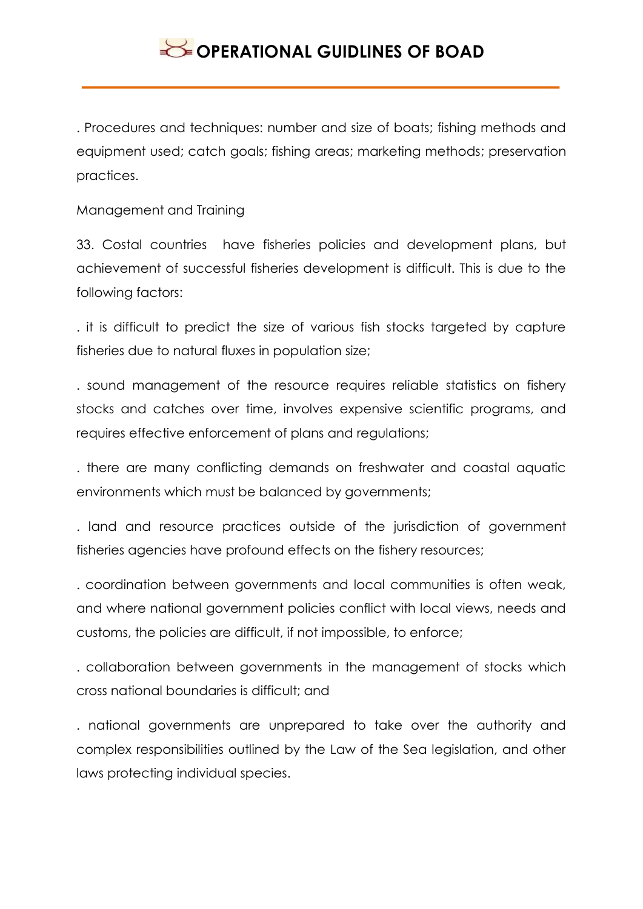. Procedures and techniques: number and size of boats; fishing methods and equipment used; catch goals; fishing areas; marketing methods; preservation practices.

Management and Training

33. Costal countries have fisheries policies and development plans, but achievement of successful fisheries development is difficult. This is due to the following factors:

. it is difficult to predict the size of various fish stocks targeted by capture fisheries due to natural fluxes in population size;

. sound management of the resource requires reliable statistics on fishery stocks and catches over time, involves expensive scientific programs, and requires effective enforcement of plans and regulations;

. there are many conflicting demands on freshwater and coastal aquatic environments which must be balanced by governments;

. land and resource practices outside of the jurisdiction of government fisheries agencies have profound effects on the fishery resources;

. coordination between governments and local communities is often weak, and where national government policies conflict with local views, needs and customs, the policies are difficult, if not impossible, to enforce;

. collaboration between governments in the management of stocks which cross national boundaries is difficult; and

. national governments are unprepared to take over the authority and complex responsibilities outlined by the Law of the Sea legislation, and other laws protecting individual species.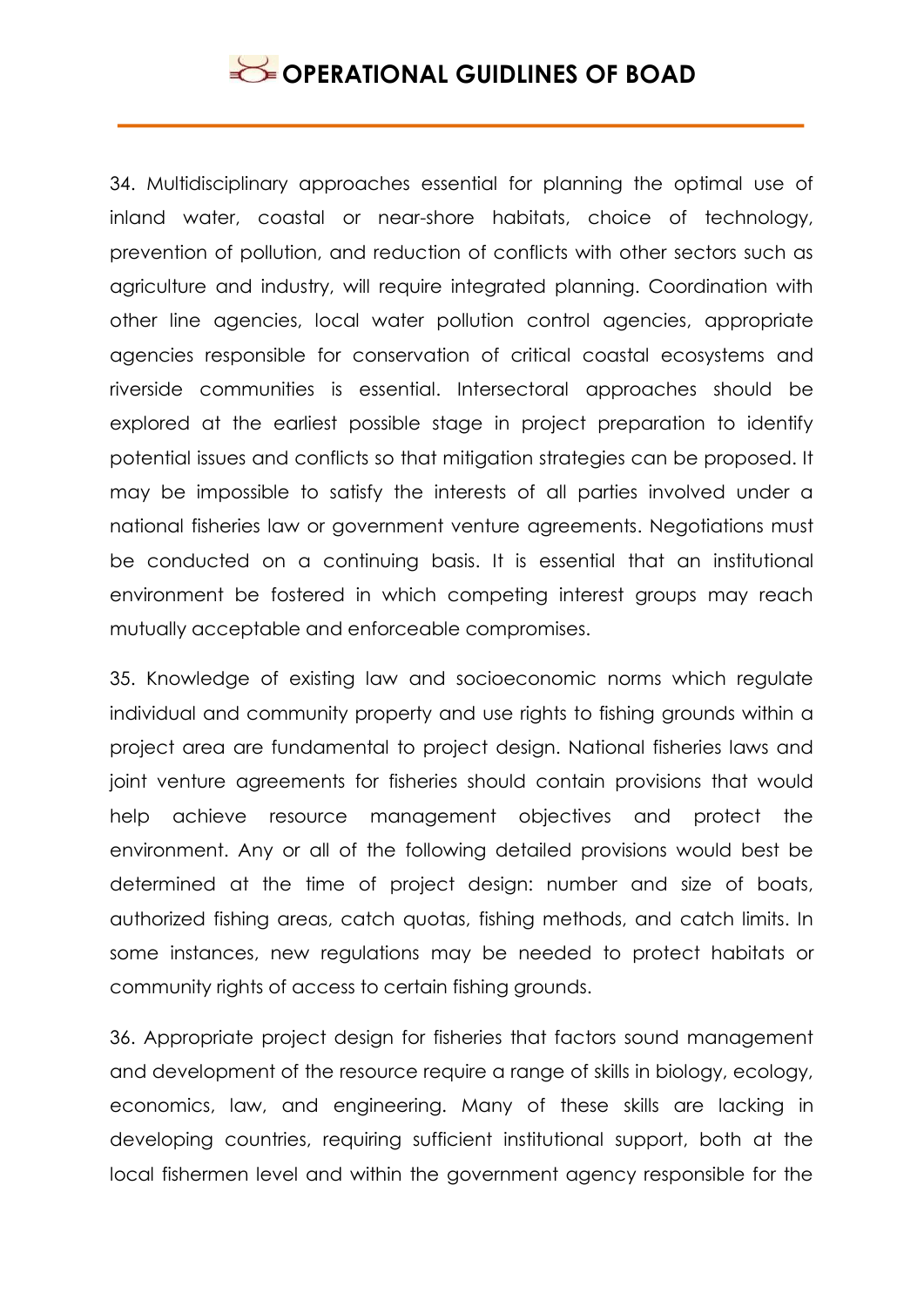34. Multidisciplinary approaches essential for planning the optimal use of inland water, coastal or near-shore habitats, choice of technology, prevention of pollution, and reduction of conflicts with other sectors such as agriculture and industry, will require integrated planning. Coordination with other line agencies, local water pollution control agencies, appropriate agencies responsible for conservation of critical coastal ecosystems and riverside communities is essential. Intersectoral approaches should be explored at the earliest possible stage in project preparation to identify potential issues and conflicts so that mitigation strategies can be proposed. It may be impossible to satisfy the interests of all parties involved under a national fisheries law or government venture agreements. Negotiations must be conducted on a continuing basis. It is essential that an institutional environment be fostered in which competing interest groups may reach mutually acceptable and enforceable compromises.

35. Knowledge of existing law and socioeconomic norms which regulate individual and community property and use rights to fishing grounds within a project area are fundamental to project design. National fisheries laws and joint venture agreements for fisheries should contain provisions that would help achieve resource management objectives and protect the environment. Any or all of the following detailed provisions would best be determined at the time of project design: number and size of boats, authorized fishing areas, catch quotas, fishing methods, and catch limits. In some instances, new regulations may be needed to protect habitats or community rights of access to certain fishing grounds.

36. Appropriate project design for fisheries that factors sound management and development of the resource require a range of skills in biology, ecology, economics, law, and engineering. Many of these skills are lacking in developing countries, requiring sufficient institutional support, both at the local fishermen level and within the government agency responsible for the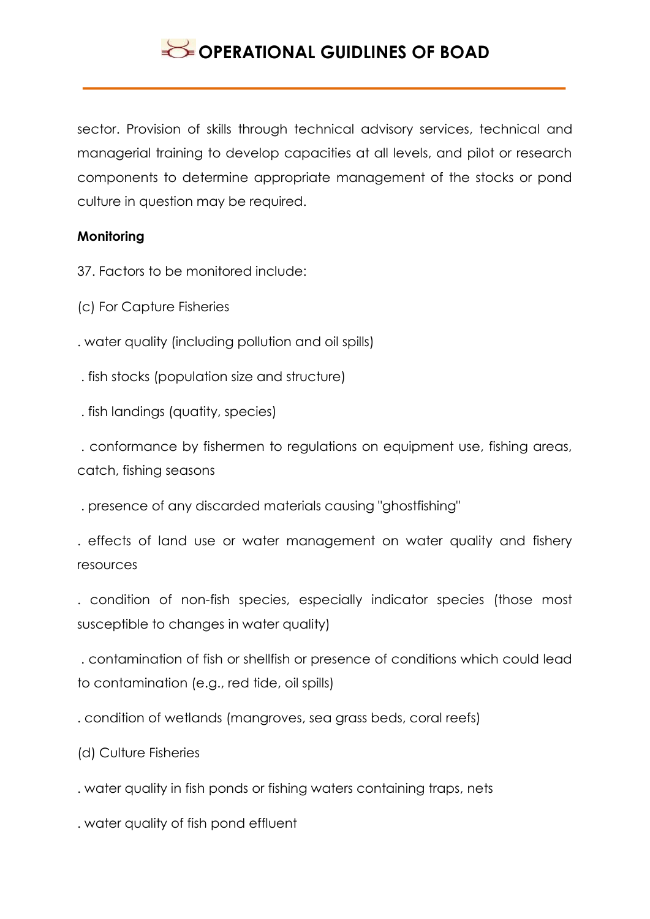sector. Provision of skills through technical advisory services, technical and managerial training to develop capacities at all levels, and pilot or research components to determine appropriate management of the stocks or pond culture in question may be required.

**Monitoring**

37. Factors to be monitored include:

(c) For Capture Fisheries

. water quality (including pollution and oil spills)

. fish stocks (population size and structure)

. fish landings (quatity, species)

. conformance by fishermen to regulations on equipment use, fishing areas, catch, fishing seasons

. presence of any discarded materials causing "ghostfishing"

. effects of land use or water management on water quality and fishery resources

. condition of non-fish species, especially indicator species (those most susceptible to changes in water quality)

. contamination of fish or shellfish or presence of conditions which could lead to contamination (e.g., red tide, oil spills)

. condition of wetlands (mangroves, sea grass beds, coral reefs)

(d) Culture Fisheries

. water quality in fish ponds or fishing waters containing traps, nets

. water quality of fish pond effluent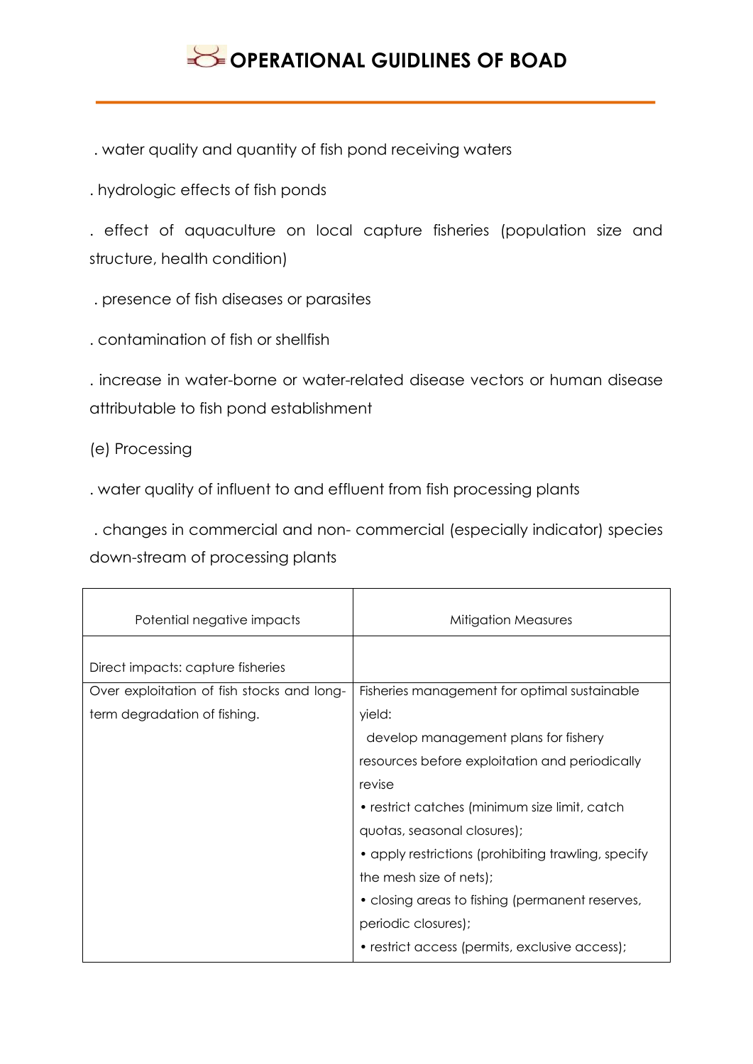. water quality and quantity of fish pond receiving waters

. hydrologic effects of fish ponds

. effect of aquaculture on local capture fisheries (population size and structure, health condition)

. presence of fish diseases or parasites

. contamination of fish or shellfish

. increase in water-borne or water-related disease vectors or human disease attributable to fish pond establishment

(e) Processing

. water quality of influent to and effluent from fish processing plants

. changes in commercial and non- commercial (especially indicator) species down-stream of processing plants

| Potential negative impacts | Mitigation Measures |
|---|---|
| Direct impacts: capture fisheries | |
| Over exploitation of fish stocks and long-term degradation of fishing. | Fisheries management for optimal sustainable yield:<br>develop management plans for fishery resources before exploitation and periodically revise<br>• restrict catches (minimum size limit, catch quotas, seasonal closures);<br>• apply restrictions (prohibiting trawling, specify the mesh size of nets);<br>• closing areas to fishing (permanent reserves, periodic closures);<br>• restrict access (permits, exclusive access); |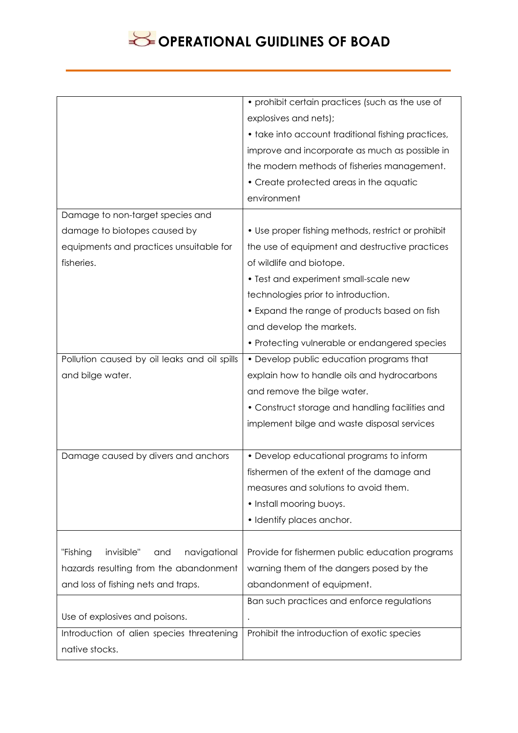| | |
|---|---|
| | • prohibit certain practices (such as the use of explosives and nets);<br>• take into account traditional fishing practices, improve and incorporate as much as possible in the modern methods of fisheries management.<br>• Create protected areas in the aquatic environment |
| Damage to non-target species and damage to biotopes caused by equipments and practices unsuitable for fisheries. | • Use proper fishing methods, restrict or prohibit the use of equipment and destructive practices of wildlife and biotope.<br>• Test and experiment small-scale new technologies prior to introduction.<br>• Expand the range of products based on fish and develop the markets.<br>• Protecting vulnerable or endangered species |
| Pollution caused by oil leaks and oil spills and bilge water. | • Develop public education programs that explain how to handle oils and hydrocarbons and remove the bilge water.<br>• Construct storage and handling facilities and implement bilge and waste disposal services |
| Damage caused by divers and anchors | • Develop educational programs to inform fishermen of the extent of the damage and measures and solutions to avoid them.<br>• Install mooring buoys.<br>• Identify places anchor. |
| "Fishing invisible" and navigational hazards resulting from the abandonment and loss of fishing nets and traps. | Provide for fishermen public education programs warning them of the dangers posed by the abandonment of equipment. |
| Use of explosives and poisons. | Ban such practices and enforce regulations<br>. |
| Introduction of alien species threatening native stocks. | Prohibit the introduction of exotic species |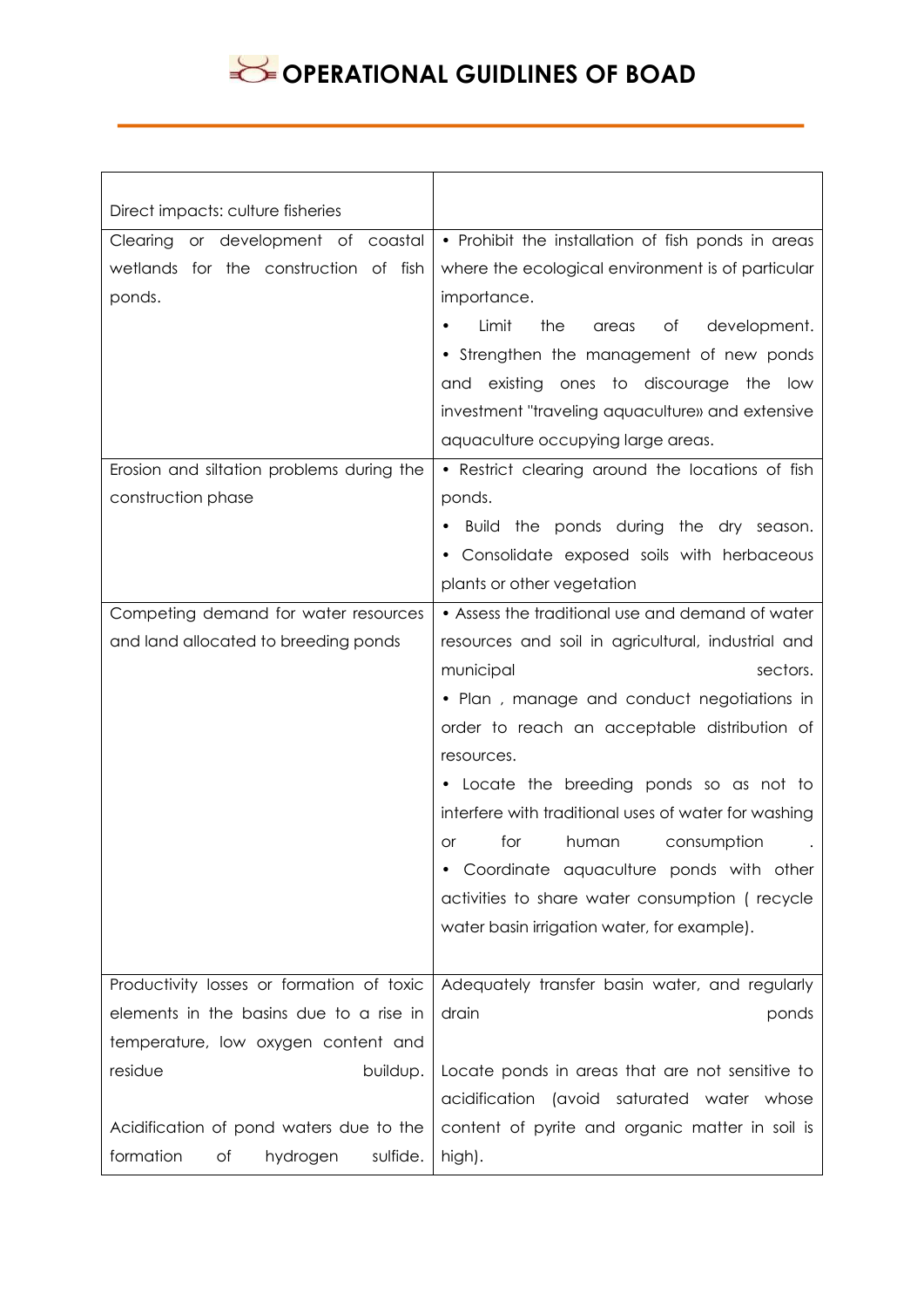| Direct impacts: culture fisheries | |
|---|---|
| Clearing or development of coastal wetlands for the construction of fish ponds. | • Prohibit the installation of fish ponds in areas where the ecological environment is of particular importance.<br>• Limit the areas of development.<br>• Strengthen the management of new ponds and existing ones to discourage the low investment "traveling aquaculture» and extensive aquaculture occupying large areas. |
| Erosion and siltation problems during the construction phase | • Restrict clearing around the locations of fish ponds.<br>• Build the ponds during the dry season.<br>• Consolidate exposed soils with herbaceous plants or other vegetation |
| Competing demand for water resources and land allocated to breeding ponds | • Assess the traditional use and demand of water resources and soil in agricultural, industrial and municipal sectors.<br>• Plan , manage and conduct negotiations in order to reach an acceptable distribution of resources.<br>• Locate the breeding ponds so as not to interfere with traditional uses of water for washing or for human consumption .<br>• Coordinate aquaculture ponds with other activities to share water consumption ( recycle water basin irrigation water, for example). |
| Productivity losses or formation of toxic elements in the basins due to a rise in temperature, low oxygen content and residue buildup.<br><br>Acidification of pond waters due to the formation of hydrogen sulfide. | Adequately transfer basin water, and regularly drain ponds<br><br>Locate ponds in areas that are not sensitive to acidification (avoid saturated water whose content of pyrite and organic matter in soil is high). |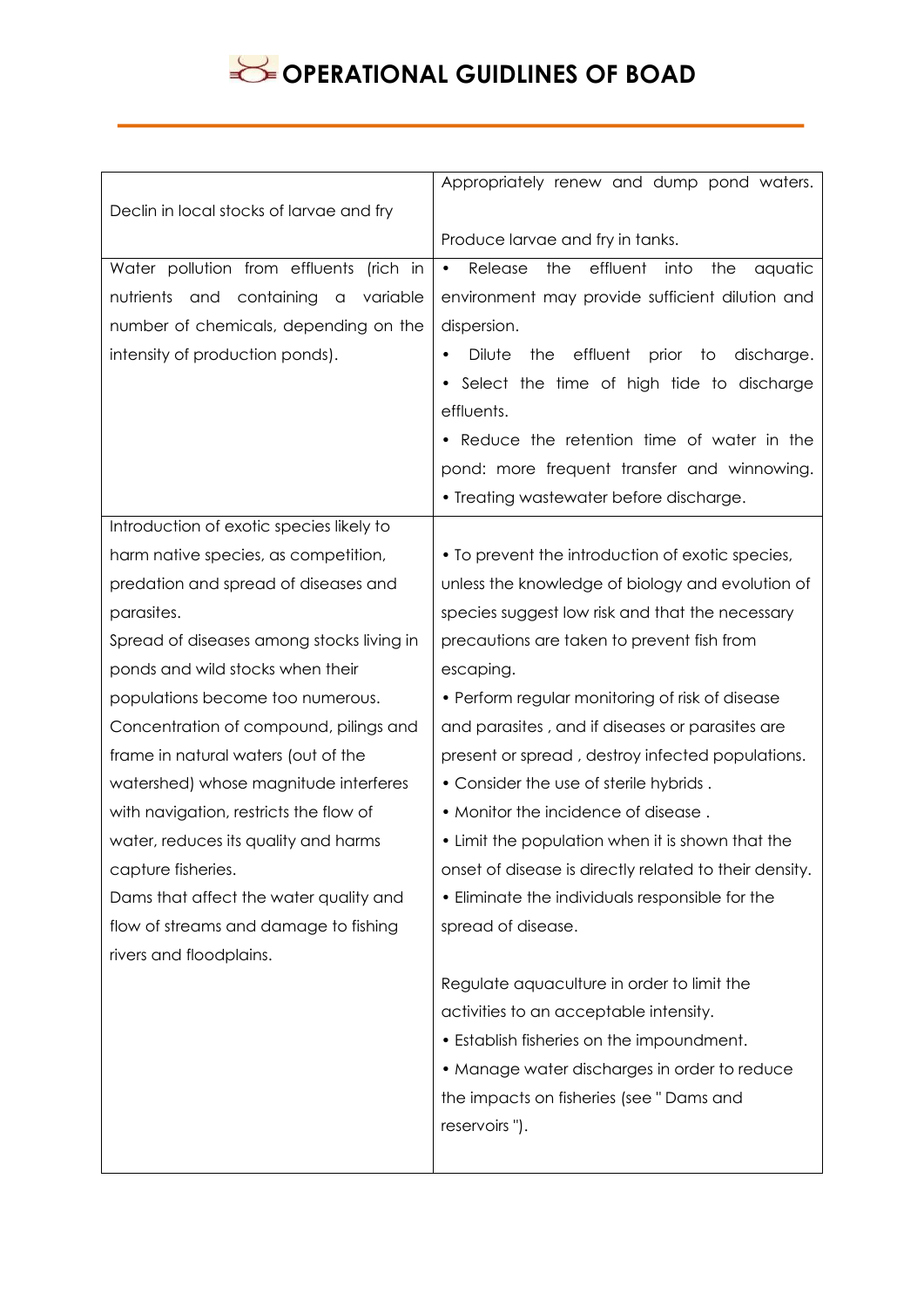| | |
|---|---|
| Declin in local stocks of larvae and fry | Appropriately renew and dump pond waters.<br><br>Produce larvae and fry in tanks. |
| Water pollution from effluents (rich in nutrients and containing a variable number of chemicals, depending on the intensity of production ponds). | • Release the effluent into the aquatic environment may provide sufficient dilution and dispersion.<br>• Dilute the effluent prior to discharge.<br>• Select the time of high tide to discharge effluents.<br>• Reduce the retention time of water in the pond: more frequent transfer and winnowing.<br>• Treating wastewater before discharge. |
| Introduction of exotic species likely to harm native species, as competition, predation and spread of diseases and parasites.<br>Spread of diseases among stocks living in ponds and wild stocks when their populations become too numerous.<br>Concentration of compound, pilings and frame in natural waters (out of the watershed) whose magnitude interferes with navigation, restricts the flow of water, reduces its quality and harms capture fisheries.<br>Dams that affect the water quality and flow of streams and damage to fishing rivers and floodplains. | • To prevent the introduction of exotic species, unless the knowledge of biology and evolution of species suggest low risk and that the necessary precautions are taken to prevent fish from escaping.<br>• Perform regular monitoring of risk of disease and parasites , and if diseases or parasites are present or spread , destroy infected populations.<br>• Consider the use of sterile hybrids .<br>• Monitor the incidence of disease .<br>• Limit the population when it is shown that the onset of disease is directly related to their density.<br>• Eliminate the individuals responsible for the spread of disease.<br><br>Regulate aquaculture in order to limit the activities to an acceptable intensity.<br>• Establish fisheries on the impoundment.<br>• Manage water discharges in order to reduce the impacts on fisheries (see " Dams and reservoirs "). |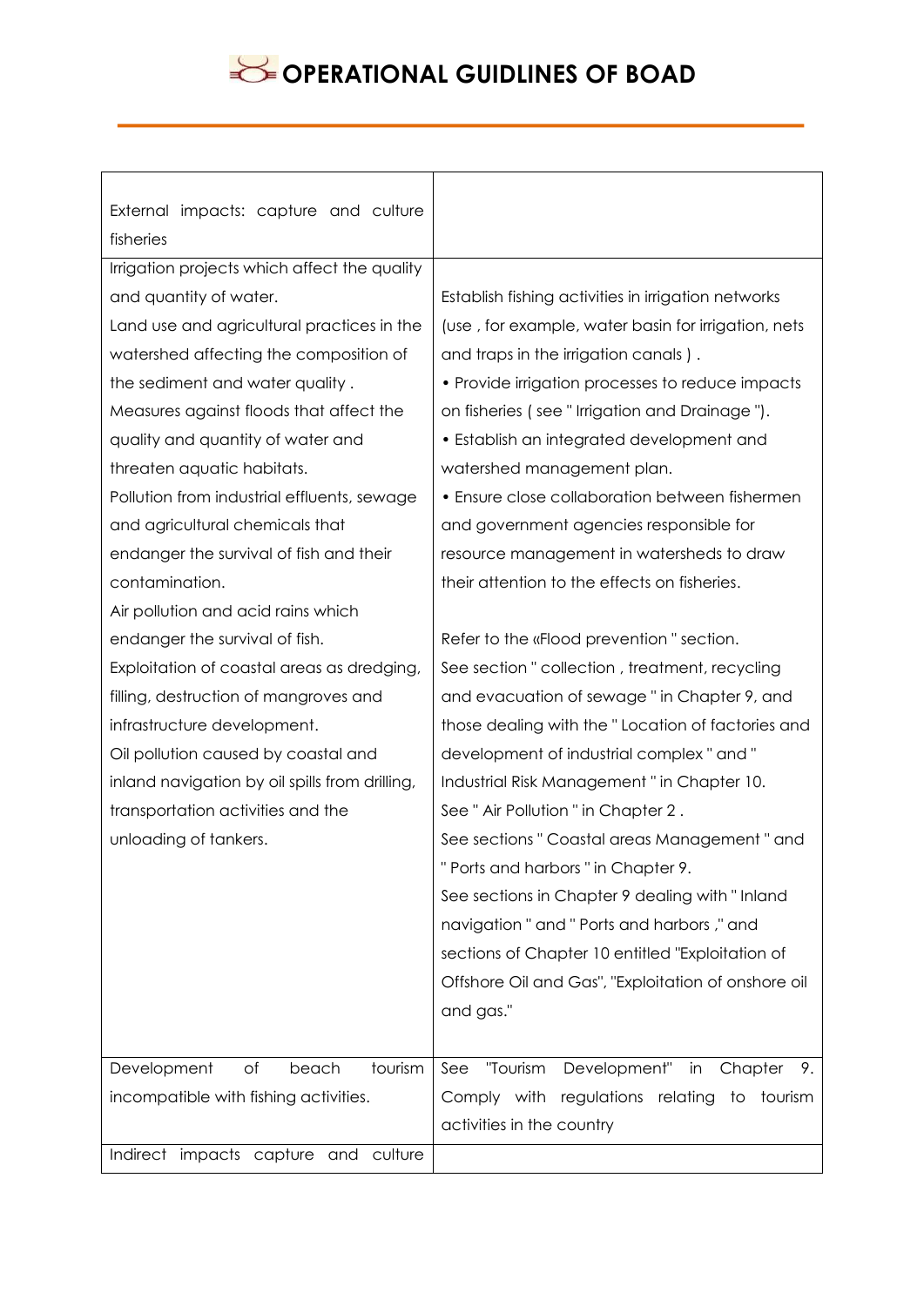| | |
|---|---|
| External impacts: capture and culture fisheries | |
| Irrigation projects which affect the quality and quantity of water.<br>Land use and agricultural practices in the watershed affecting the composition of the sediment and water quality .<br>Measures against floods that affect the quality and quantity of water and threaten aquatic habitats.<br>Pollution from industrial effluents, sewage and agricultural chemicals that endanger the survival of fish and their contamination.<br>Air pollution and acid rains which endanger the survival of fish.<br>Exploitation of coastal areas as dredging, filling, destruction of mangroves and infrastructure development.<br>Oil pollution caused by coastal and inland navigation by oil spills from drilling, transportation activities and the unloading of tankers. | Establish fishing activities in irrigation networks (use , for example, water basin for irrigation, nets and traps in the irrigation canals ) .<br>• Provide irrigation processes to reduce impacts on fisheries ( see " Irrigation and Drainage ").<br>• Establish an integrated development and watershed management plan.<br>• Ensure close collaboration between fishermen and government agencies responsible for resource management in watersheds to draw their attention to the effects on fisheries.<br><br>Refer to the «Flood prevention " section.<br>See section " collection , treatment, recycling and evacuation of sewage " in Chapter 9, and those dealing with the " Location of factories and development of industrial complex " and " Industrial Risk Management " in Chapter 10.<br>See " Air Pollution " in Chapter 2 .<br>See sections " Coastal areas Management " and " Ports and harbors " in Chapter 9.<br>See sections in Chapter 9 dealing with " Inland navigation " and " Ports and harbors ," and sections of Chapter 10 entitled "Exploitation of Offshore Oil and Gas", "Exploitation of onshore oil and gas." |
| Development of beach tourism incompatible with fishing activities. | See "Tourism Development" in Chapter 9. Comply with regulations relating to tourism activities in the country |
| Indirect impacts capture and culture | |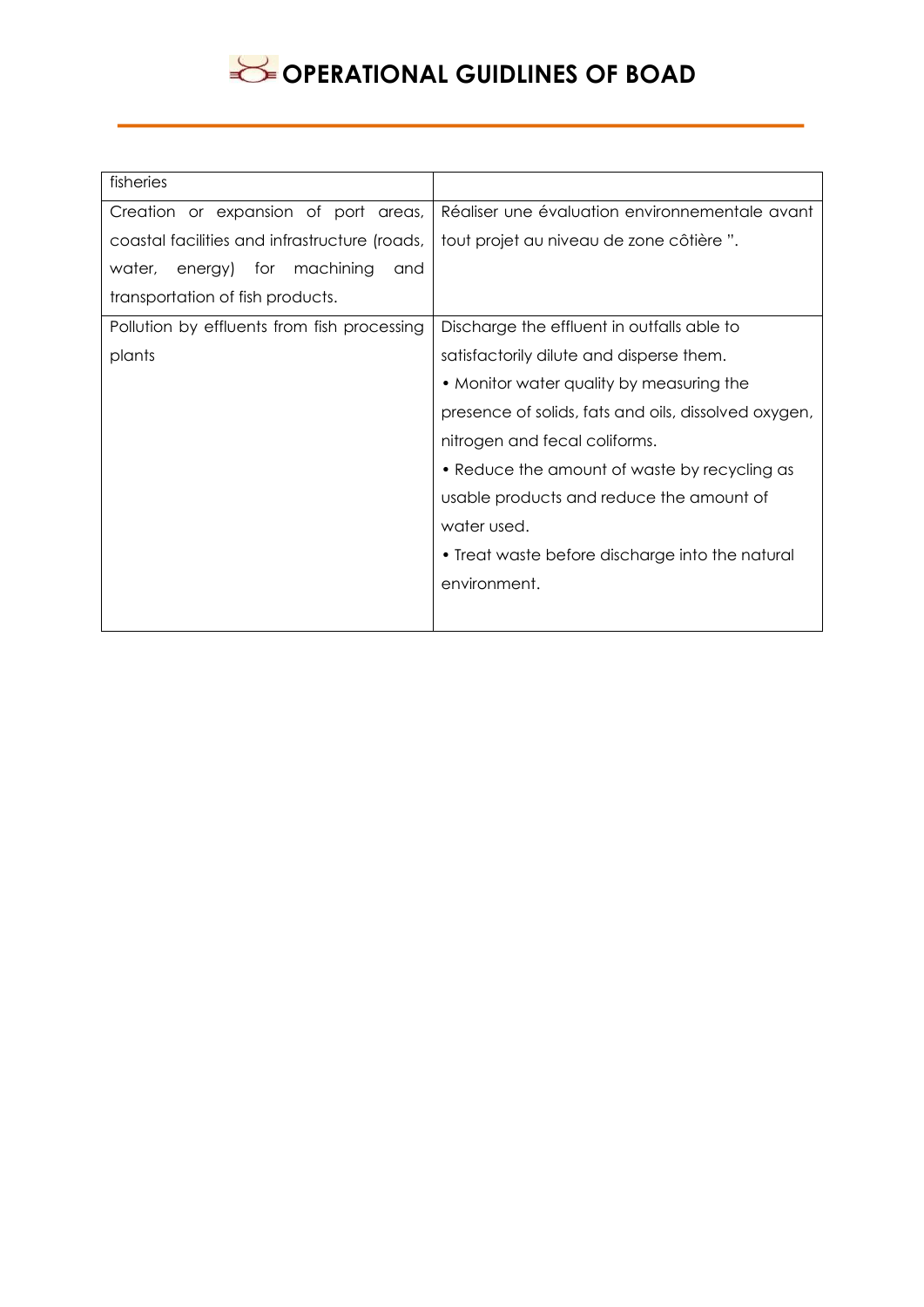| | |
|---|---|
| fisheries | |
| Creation or expansion of port areas, coastal facilities and infrastructure (roads, water, energy) for machining and transportation of fish products. | Réaliser une évaluation environnementale avant tout projet au niveau de zone côtière ". |
| Pollution by effluents from fish processing plants | Discharge the effluent in outfalls able to satisfactorily dilute and disperse them. <br>• Monitor water quality by measuring the presence of solids, fats and oils, dissolved oxygen, nitrogen and fecal coliforms. <br>• Reduce the amount of waste by recycling as usable products and reduce the amount of water used. <br>• Treat waste before discharge into the natural environment. |